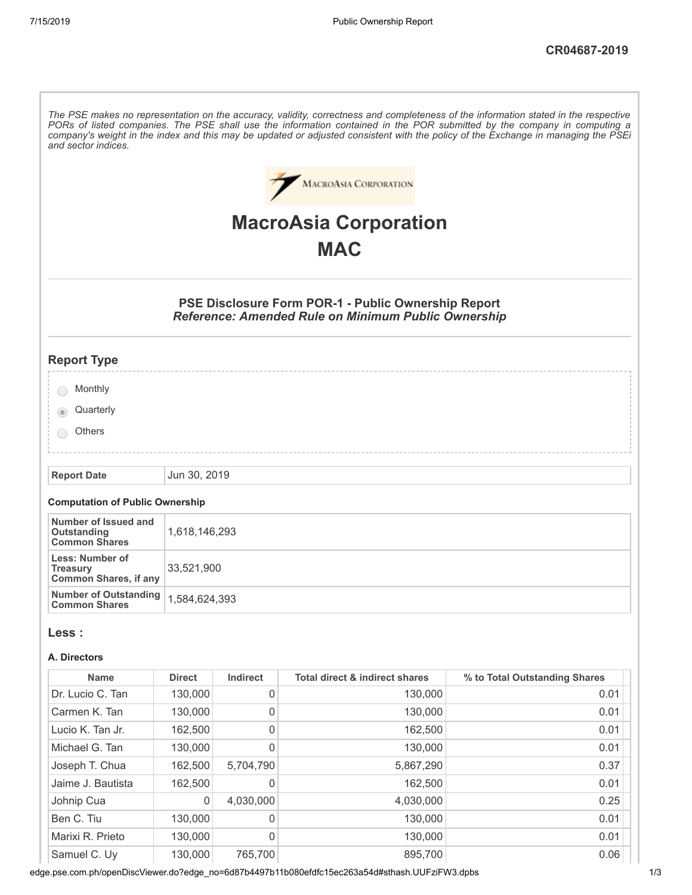CR04687-2019

*The PSE makes no representation on the accuracy, validity, correctness and completeness of the information stated in the respective PORs of listed companies. The PSE shall use the information contained in the POR submitted by the company in computing a company's weight in the index and this may be updated or adjusted consistent with the policy of the Exchange in managing the PSEi and sector indices.*

# MacroAsia Corporation
# MAC

### PSE Disclosure Form POR-1 - Public Ownership Report
***Reference: Amended Rule on Minimum Public Ownership***

## Report Type

- Monthly
- Quarterly (selected)
- Others

| Report Date | Jun 30, 2019 |
|---|---|

#### Computation of Public Ownership

| | |
|---|---|
| **Number of Issued and Outstanding Common Shares** | 1,618,146,293 |
| **Less: Number of Treasury Common Shares, if any** | 33,521,900 |
| **Number of Outstanding Common Shares** | 1,584,624,393 |

## Less :

#### A. Directors

| Name | Direct | Indirect | Total direct & indirect shares | % to Total Outstanding Shares |
|---|---|---|---|---|
| Dr. Lucio C. Tan | 130,000 | 0 | 130,000 | 0.01 |
| Carmen K. Tan | 130,000 | 0 | 130,000 | 0.01 |
| Lucio K. Tan Jr. | 162,500 | 0 | 162,500 | 0.01 |
| Michael G. Tan | 130,000 | 0 | 130,000 | 0.01 |
| Joseph T. Chua | 162,500 | 5,704,790 | 5,867,290 | 0.37 |
| Jaime J. Bautista | 162,500 | 0 | 162,500 | 0.01 |
| Johnip Cua | 0 | 4,030,000 | 4,030,000 | 0.25 |
| Ben C. Tiu | 130,000 | 0 | 130,000 | 0.01 |
| Marixi R. Prieto | 130,000 | 0 | 130,000 | 0.01 |
| Samuel C. Uy | 130,000 | 765,700 | 895,700 | 0.06 |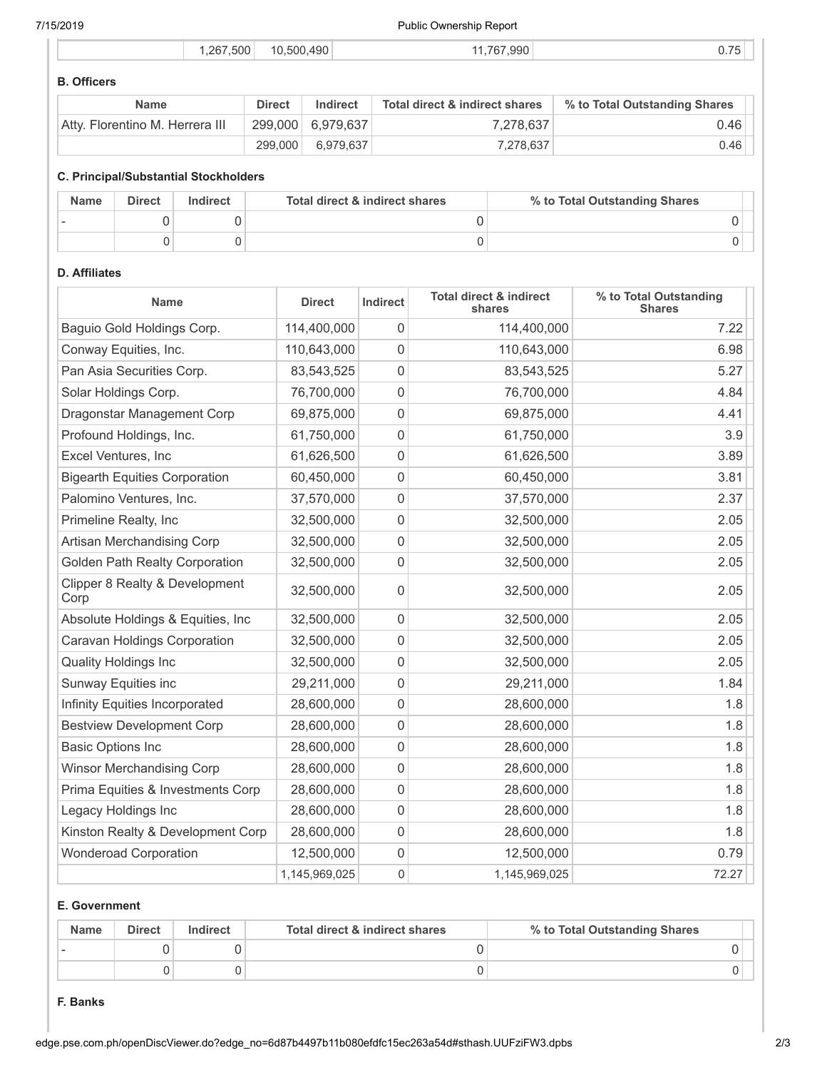| | 1,267,500 | 10,500,490 | 11,767,990 | 0.75 |
|---|---|---|---|---|

**B. Officers**

| Name | Direct | Indirect | Total direct & indirect shares | % to Total Outstanding Shares |
|---|---|---|---|---|
| Atty. Florentino M. Herrera III | 299,000 | 6,979,637 | 7,278,637 | 0.46 |
| | 299,000 | 6,979,637 | 7,278,637 | 0.46 |

**C. Principal/Substantial Stockholders**

| Name | Direct | Indirect | Total direct & indirect shares | % to Total Outstanding Shares |
|---|---|---|---|---|
| - | 0 | 0 | 0 | 0 |
| | 0 | 0 | 0 | 0 |

**D. Affiliates**

| Name | Direct | Indirect | Total direct & indirect shares | % to Total Outstanding Shares |
|---|---|---|---|---|
| Baguio Gold Holdings Corp. | 114,400,000 | 0 | 114,400,000 | 7.22 |
| Conway Equities, Inc. | 110,643,000 | 0 | 110,643,000 | 6.98 |
| Pan Asia Securities Corp. | 83,543,525 | 0 | 83,543,525 | 5.27 |
| Solar Holdings Corp. | 76,700,000 | 0 | 76,700,000 | 4.84 |
| Dragonstar Management Corp | 69,875,000 | 0 | 69,875,000 | 4.41 |
| Profound Holdings, Inc. | 61,750,000 | 0 | 61,750,000 | 3.9 |
| Excel Ventures, Inc | 61,626,500 | 0 | 61,626,500 | 3.89 |
| Bigearth Equities Corporation | 60,450,000 | 0 | 60,450,000 | 3.81 |
| Palomino Ventures, Inc. | 37,570,000 | 0 | 37,570,000 | 2.37 |
| Primeline Realty, Inc | 32,500,000 | 0 | 32,500,000 | 2.05 |
| Artisan Merchandising Corp | 32,500,000 | 0 | 32,500,000 | 2.05 |
| Golden Path Realty Corporation | 32,500,000 | 0 | 32,500,000 | 2.05 |
| Clipper 8 Realty & Development Corp | 32,500,000 | 0 | 32,500,000 | 2.05 |
| Absolute Holdings & Equities, Inc | 32,500,000 | 0 | 32,500,000 | 2.05 |
| Caravan Holdings Corporation | 32,500,000 | 0 | 32,500,000 | 2.05 |
| Quality Holdings Inc | 32,500,000 | 0 | 32,500,000 | 2.05 |
| Sunway Equities inc | 29,211,000 | 0 | 29,211,000 | 1.84 |
| Infinity Equities Incorporated | 28,600,000 | 0 | 28,600,000 | 1.8 |
| Bestview Development Corp | 28,600,000 | 0 | 28,600,000 | 1.8 |
| Basic Options Inc | 28,600,000 | 0 | 28,600,000 | 1.8 |
| Winsor Merchandising Corp | 28,600,000 | 0 | 28,600,000 | 1.8 |
| Prima Equities & Investments Corp | 28,600,000 | 0 | 28,600,000 | 1.8 |
| Legacy Holdings Inc | 28,600,000 | 0 | 28,600,000 | 1.8 |
| Kinston Realty & Development Corp | 28,600,000 | 0 | 28,600,000 | 1.8 |
| Wonderoad Corporation | 12,500,000 | 0 | 12,500,000 | 0.79 |
| | 1,145,969,025 | 0 | 1,145,969,025 | 72.27 |

**E. Government**

| Name | Direct | Indirect | Total direct & indirect shares | % to Total Outstanding Shares |
|---|---|---|---|---|
| - | 0 | 0 | 0 | 0 |
| | 0 | 0 | 0 | 0 |

**F. Banks**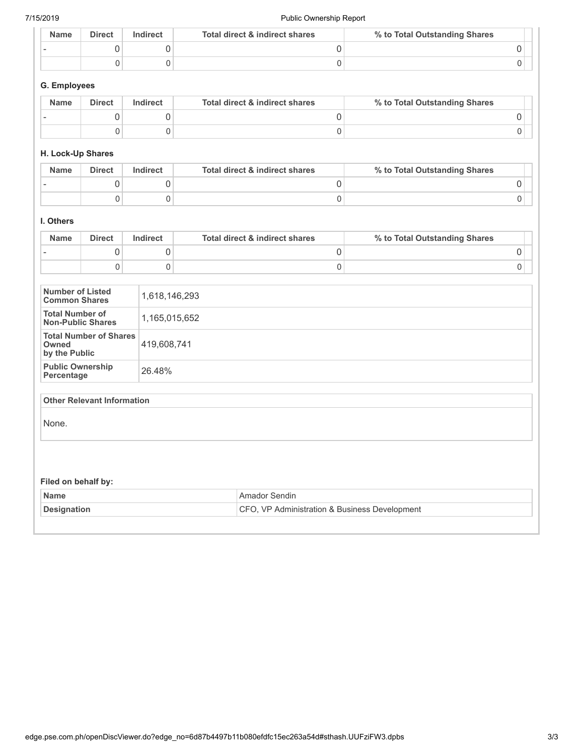| Name | Direct | Indirect | Total direct & indirect shares | % to Total Outstanding Shares |
|---|---|---|---|---|
| - | 0 | 0 | 0 | 0 |
| | 0 | 0 | 0 | 0 |

### G. Employees

| Name | Direct | Indirect | Total direct & indirect shares | % to Total Outstanding Shares |
|---|---|---|---|---|
| - | 0 | 0 | 0 | 0 |
| | 0 | 0 | 0 | 0 |

### H. Lock-Up Shares

| Name | Direct | Indirect | Total direct & indirect shares | % to Total Outstanding Shares |
|---|---|---|---|---|
| - | 0 | 0 | 0 | 0 |
| | 0 | 0 | 0 | 0 |

### I. Others

| Name | Direct | Indirect | Total direct & indirect shares | % to Total Outstanding Shares |
|---|---|---|---|---|
| - | 0 | 0 | 0 | 0 |
| | 0 | 0 | 0 | 0 |

| | |
|---|---|
| **Number of Listed Common Shares** | 1,618,146,293 |
| **Total Number of Non-Public Shares** | 1,165,015,652 |
| **Total Number of Shares Owned by the Public** | 419,608,741 |
| **Public Ownership Percentage** | 26.48% |

**Other Relevant Information**

None.

**Filed on behalf by:**

| | |
|---|---|
| **Name** | Amador Sendin |
| **Designation** | CFO, VP Administration & Business Development |